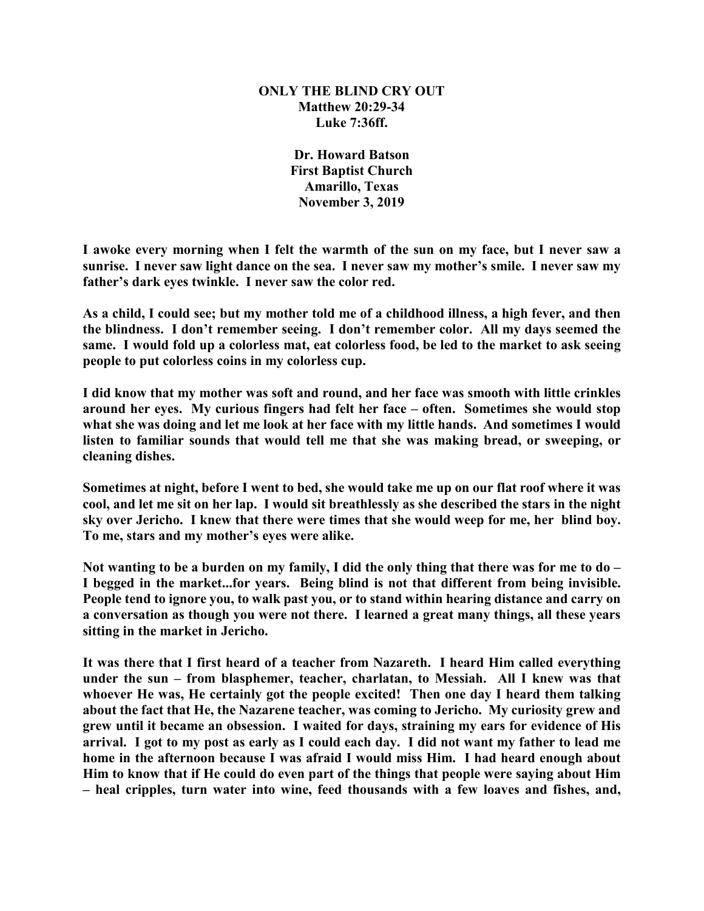# ONLY THE BLIND CRY OUT

**Matthew 20:29-34**
**Luke 7:36ff.**

**Dr. Howard Batson**
**First Baptist Church**
**Amarillo, Texas**
**November 3, 2019**

**I awoke every morning when I felt the warmth of the sun on my face, but I never saw a sunrise. I never saw light dance on the sea. I never saw my mother's smile. I never saw my father's dark eyes twinkle. I never saw the color red.**

**As a child, I could see; but my mother told me of a childhood illness, a high fever, and then the blindness. I don't remember seeing. I don't remember color. All my days seemed the same. I would fold up a colorless mat, eat colorless food, be led to the market to ask seeing people to put colorless coins in my colorless cup.**

**I did know that my mother was soft and round, and her face was smooth with little crinkles around her eyes. My curious fingers had felt her face – often. Sometimes she would stop what she was doing and let me look at her face with my little hands. And sometimes I would listen to familiar sounds that would tell me that she was making bread, or sweeping, or cleaning dishes.**

**Sometimes at night, before I went to bed, she would take me up on our flat roof where it was cool, and let me sit on her lap. I would sit breathlessly as she described the stars in the night sky over Jericho. I knew that there were times that she would weep for me, her blind boy. To me, stars and my mother's eyes were alike.**

**Not wanting to be a burden on my family, I did the only thing that there was for me to do – I begged in the market...for years. Being blind is not that different from being invisible. People tend to ignore you, to walk past you, or to stand within hearing distance and carry on a conversation as though you were not there. I learned a great many things, all these years sitting in the market in Jericho.**

**It was there that I first heard of a teacher from Nazareth. I heard Him called everything under the sun – from blasphemer, teacher, charlatan, to Messiah. All I knew was that whoever He was, He certainly got the people excited! Then one day I heard them talking about the fact that He, the Nazarene teacher, was coming to Jericho. My curiosity grew and grew until it became an obsession. I waited for days, straining my ears for evidence of His arrival. I got to my post as early as I could each day. I did not want my father to lead me home in the afternoon because I was afraid I would miss Him. I had heard enough about Him to know that if He could do even part of the things that people were saying about Him – heal cripples, turn water into wine, feed thousands with a few loaves and fishes, and,**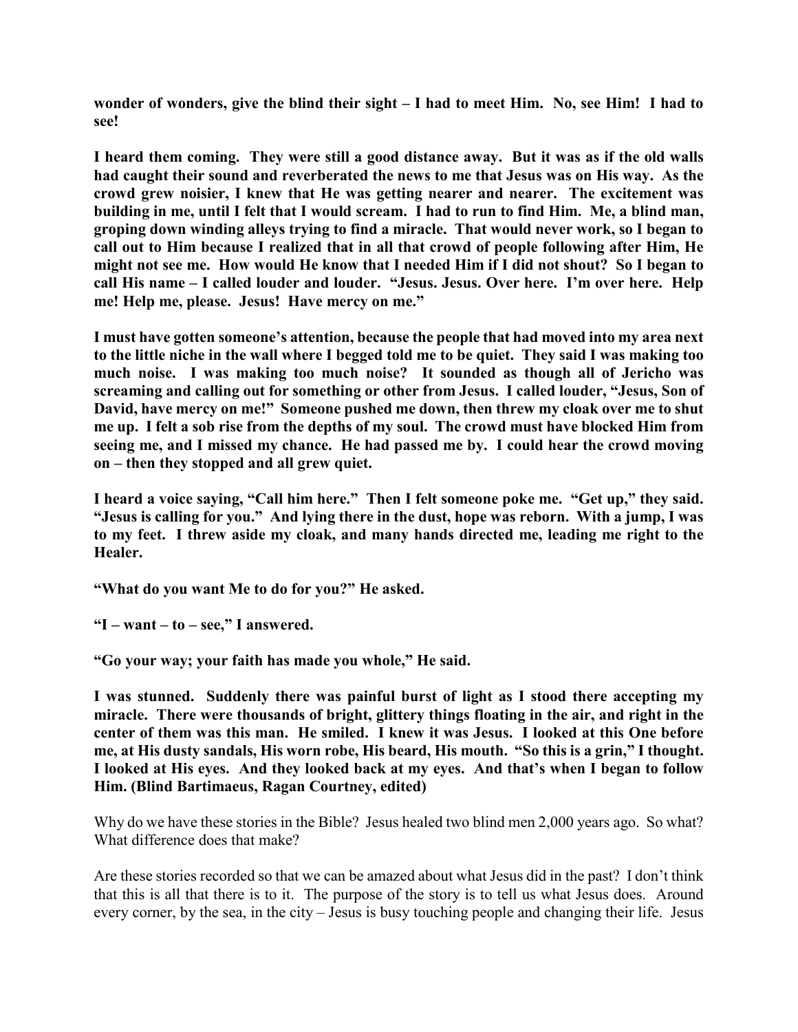**wonder of wonders, give the blind their sight – I had to meet Him. No, see Him! I had to see!**

**I heard them coming. They were still a good distance away. But it was as if the old walls had caught their sound and reverberated the news to me that Jesus was on His way. As the crowd grew noisier, I knew that He was getting nearer and nearer. The excitement was building in me, until I felt that I would scream. I had to run to find Him. Me, a blind man, groping down winding alleys trying to find a miracle. That would never work, so I began to call out to Him because I realized that in all that crowd of people following after Him, He might not see me. How would He know that I needed Him if I did not shout? So I began to call His name – I called louder and louder. "Jesus. Jesus. Over here. I'm over here. Help me! Help me, please. Jesus! Have mercy on me."**

**I must have gotten someone's attention, because the people that had moved into my area next to the little niche in the wall where I begged told me to be quiet. They said I was making too much noise. I was making too much noise? It sounded as though all of Jericho was screaming and calling out for something or other from Jesus. I called louder, "Jesus, Son of David, have mercy on me!" Someone pushed me down, then threw my cloak over me to shut me up. I felt a sob rise from the depths of my soul. The crowd must have blocked Him from seeing me, and I missed my chance. He had passed me by. I could hear the crowd moving on – then they stopped and all grew quiet.**

**I heard a voice saying, "Call him here." Then I felt someone poke me. "Get up," they said. "Jesus is calling for you." And lying there in the dust, hope was reborn. With a jump, I was to my feet. I threw aside my cloak, and many hands directed me, leading me right to the Healer.**

**"What do you want Me to do for you?" He asked.**

**"I – want – to – see," I answered.**

**"Go your way; your faith has made you whole," He said.**

**I was stunned. Suddenly there was painful burst of light as I stood there accepting my miracle. There were thousands of bright, glittery things floating in the air, and right in the center of them was this man. He smiled. I knew it was Jesus. I looked at this One before me, at His dusty sandals, His worn robe, His beard, His mouth. "So this is a grin," I thought. I looked at His eyes. And they looked back at my eyes. And that's when I began to follow Him. (Blind Bartimaeus, Ragan Courtney, edited)**

Why do we have these stories in the Bible? Jesus healed two blind men 2,000 years ago. So what? What difference does that make?

Are these stories recorded so that we can be amazed about what Jesus did in the past? I don't think that this is all that there is to it. The purpose of the story is to tell us what Jesus does. Around every corner, by the sea, in the city – Jesus is busy touching people and changing their life. Jesus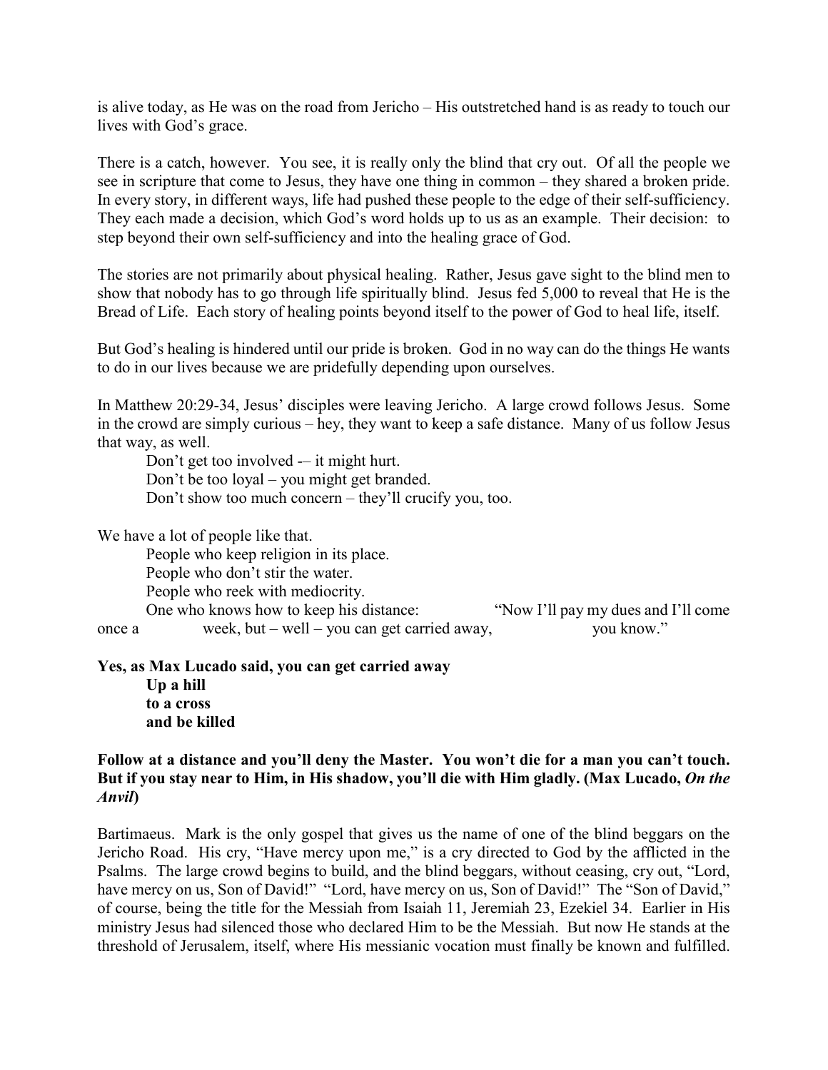is alive today, as He was on the road from Jericho – His outstretched hand is as ready to touch our lives with God's grace.

There is a catch, however. You see, it is really only the blind that cry out. Of all the people we see in scripture that come to Jesus, they have one thing in common – they shared a broken pride. In every story, in different ways, life had pushed these people to the edge of their self-sufficiency. They each made a decision, which God's word holds up to us as an example. Their decision: to step beyond their own self-sufficiency and into the healing grace of God.

The stories are not primarily about physical healing. Rather, Jesus gave sight to the blind men to show that nobody has to go through life spiritually blind. Jesus fed 5,000 to reveal that He is the Bread of Life. Each story of healing points beyond itself to the power of God to heal life, itself.

But God's healing is hindered until our pride is broken. God in no way can do the things He wants to do in our lives because we are pridefully depending upon ourselves.

In Matthew 20:29-34, Jesus' disciples were leaving Jericho. A large crowd follows Jesus. Some in the crowd are simply curious – hey, they want to keep a safe distance. Many of us follow Jesus that way, as well.

Don't get too involved -– it might hurt.
Don't be too loyal – you might get branded.
Don't show too much concern – they'll crucify you, too.

We have a lot of people like that.

People who keep religion in its place.
People who don't stir the water.
People who reek with mediocrity.
One who knows how to keep his distance: "Now I'll pay my dues and I'll come once a week, but – well – you can get carried away, you know."

**Yes, as Max Lucado said, you can get carried away**
**Up a hill**
**to a cross**
**and be killed**

**Follow at a distance and you'll deny the Master. You won't die for a man you can't touch. But if you stay near to Him, in His shadow, you'll die with Him gladly. (Max Lucado, *On the Anvil*)**

Bartimaeus. Mark is the only gospel that gives us the name of one of the blind beggars on the Jericho Road. His cry, "Have mercy upon me," is a cry directed to God by the afflicted in the Psalms. The large crowd begins to build, and the blind beggars, without ceasing, cry out, "Lord, have mercy on us, Son of David!" "Lord, have mercy on us, Son of David!" The "Son of David," of course, being the title for the Messiah from Isaiah 11, Jeremiah 23, Ezekiel 34. Earlier in His ministry Jesus had silenced those who declared Him to be the Messiah. But now He stands at the threshold of Jerusalem, itself, where His messianic vocation must finally be known and fulfilled.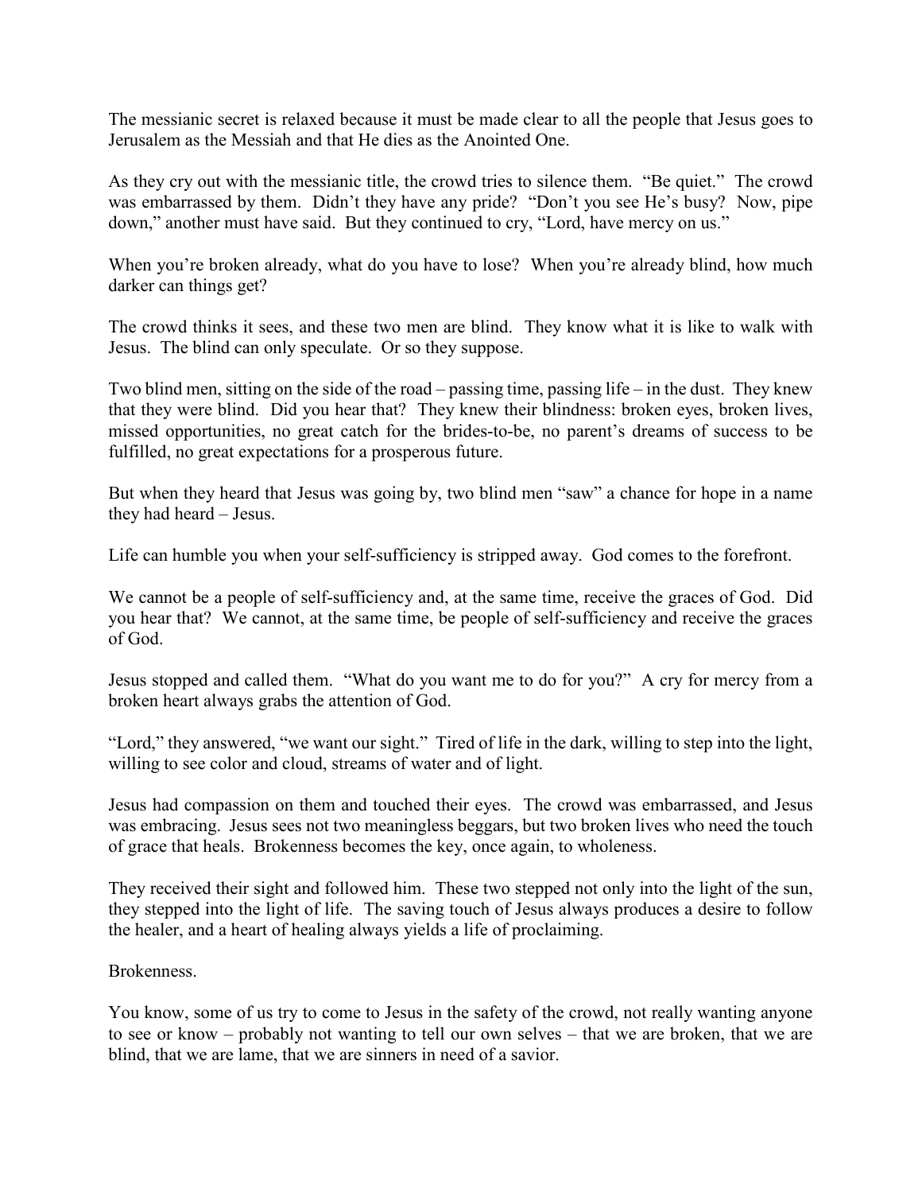The messianic secret is relaxed because it must be made clear to all the people that Jesus goes to Jerusalem as the Messiah and that He dies as the Anointed One.

As they cry out with the messianic title, the crowd tries to silence them. "Be quiet." The crowd was embarrassed by them. Didn't they have any pride? "Don't you see He's busy? Now, pipe down," another must have said. But they continued to cry, "Lord, have mercy on us."

When you're broken already, what do you have to lose? When you're already blind, how much darker can things get?

The crowd thinks it sees, and these two men are blind. They know what it is like to walk with Jesus. The blind can only speculate. Or so they suppose.

Two blind men, sitting on the side of the road – passing time, passing life – in the dust. They knew that they were blind. Did you hear that? They knew their blindness: broken eyes, broken lives, missed opportunities, no great catch for the brides-to-be, no parent's dreams of success to be fulfilled, no great expectations for a prosperous future.

But when they heard that Jesus was going by, two blind men "saw" a chance for hope in a name they had heard – Jesus.

Life can humble you when your self-sufficiency is stripped away. God comes to the forefront.

We cannot be a people of self-sufficiency and, at the same time, receive the graces of God. Did you hear that? We cannot, at the same time, be people of self-sufficiency and receive the graces of God.

Jesus stopped and called them. "What do you want me to do for you?" A cry for mercy from a broken heart always grabs the attention of God.

"Lord," they answered, "we want our sight." Tired of life in the dark, willing to step into the light, willing to see color and cloud, streams of water and of light.

Jesus had compassion on them and touched their eyes. The crowd was embarrassed, and Jesus was embracing. Jesus sees not two meaningless beggars, but two broken lives who need the touch of grace that heals. Brokenness becomes the key, once again, to wholeness.

They received their sight and followed him. These two stepped not only into the light of the sun, they stepped into the light of life. The saving touch of Jesus always produces a desire to follow the healer, and a heart of healing always yields a life of proclaiming.

Brokenness.

You know, some of us try to come to Jesus in the safety of the crowd, not really wanting anyone to see or know – probably not wanting to tell our own selves – that we are broken, that we are blind, that we are lame, that we are sinners in need of a savior.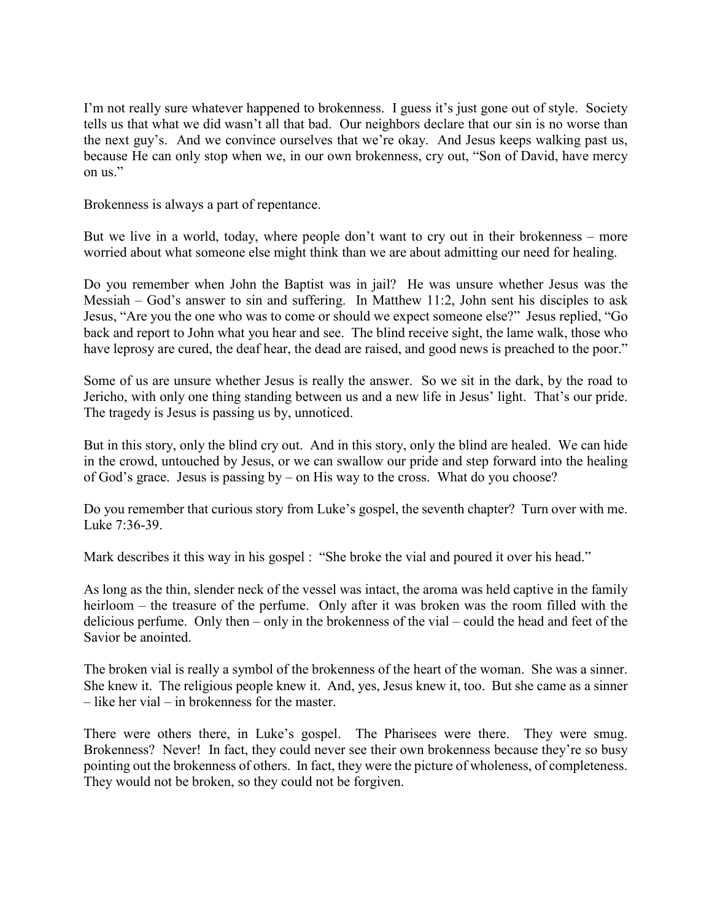I'm not really sure whatever happened to brokenness. I guess it's just gone out of style. Society tells us that what we did wasn't all that bad. Our neighbors declare that our sin is no worse than the next guy's. And we convince ourselves that we're okay. And Jesus keeps walking past us, because He can only stop when we, in our own brokenness, cry out, "Son of David, have mercy on us."

Brokenness is always a part of repentance.

But we live in a world, today, where people don't want to cry out in their brokenness – more worried about what someone else might think than we are about admitting our need for healing.

Do you remember when John the Baptist was in jail? He was unsure whether Jesus was the Messiah – God's answer to sin and suffering. In Matthew 11:2, John sent his disciples to ask Jesus, "Are you the one who was to come or should we expect someone else?" Jesus replied, "Go back and report to John what you hear and see. The blind receive sight, the lame walk, those who have leprosy are cured, the deaf hear, the dead are raised, and good news is preached to the poor."

Some of us are unsure whether Jesus is really the answer. So we sit in the dark, by the road to Jericho, with only one thing standing between us and a new life in Jesus' light. That's our pride. The tragedy is Jesus is passing us by, unnoticed.

But in this story, only the blind cry out. And in this story, only the blind are healed. We can hide in the crowd, untouched by Jesus, or we can swallow our pride and step forward into the healing of God's grace. Jesus is passing by – on His way to the cross. What do you choose?

Do you remember that curious story from Luke's gospel, the seventh chapter? Turn over with me. Luke 7:36-39.

Mark describes it this way in his gospel : "She broke the vial and poured it over his head."

As long as the thin, slender neck of the vessel was intact, the aroma was held captive in the family heirloom – the treasure of the perfume. Only after it was broken was the room filled with the delicious perfume. Only then – only in the brokenness of the vial – could the head and feet of the Savior be anointed.

The broken vial is really a symbol of the brokenness of the heart of the woman. She was a sinner. She knew it. The religious people knew it. And, yes, Jesus knew it, too. But she came as a sinner – like her vial – in brokenness for the master.

There were others there, in Luke's gospel. The Pharisees were there. They were smug. Brokenness? Never! In fact, they could never see their own brokenness because they're so busy pointing out the brokenness of others. In fact, they were the picture of wholeness, of completeness. They would not be broken, so they could not be forgiven.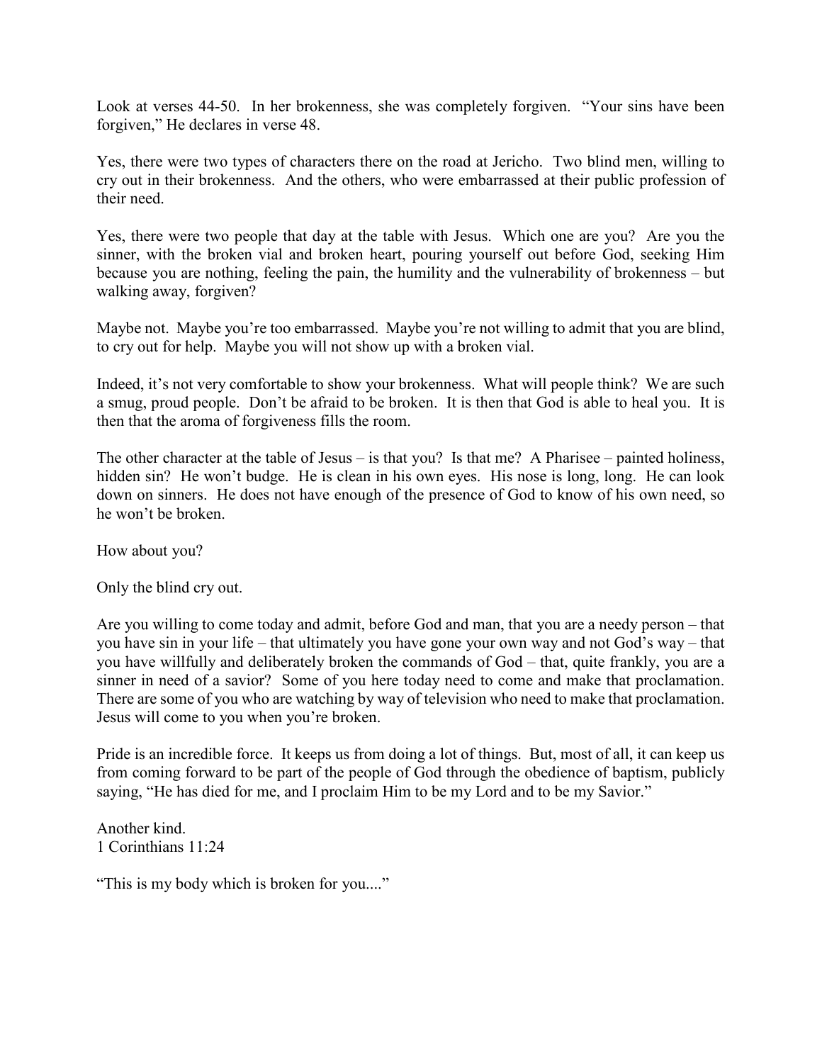Look at verses 44-50. In her brokenness, she was completely forgiven. "Your sins have been forgiven," He declares in verse 48.

Yes, there were two types of characters there on the road at Jericho. Two blind men, willing to cry out in their brokenness. And the others, who were embarrassed at their public profession of their need.

Yes, there were two people that day at the table with Jesus. Which one are you? Are you the sinner, with the broken vial and broken heart, pouring yourself out before God, seeking Him because you are nothing, feeling the pain, the humility and the vulnerability of brokenness – but walking away, forgiven?

Maybe not. Maybe you're too embarrassed. Maybe you're not willing to admit that you are blind, to cry out for help. Maybe you will not show up with a broken vial.

Indeed, it's not very comfortable to show your brokenness. What will people think? We are such a smug, proud people. Don't be afraid to be broken. It is then that God is able to heal you. It is then that the aroma of forgiveness fills the room.

The other character at the table of Jesus – is that you? Is that me? A Pharisee – painted holiness, hidden sin? He won't budge. He is clean in his own eyes. His nose is long, long. He can look down on sinners. He does not have enough of the presence of God to know of his own need, so he won't be broken.

How about you?

Only the blind cry out.

Are you willing to come today and admit, before God and man, that you are a needy person – that you have sin in your life – that ultimately you have gone your own way and not God's way – that you have willfully and deliberately broken the commands of God – that, quite frankly, you are a sinner in need of a savior? Some of you here today need to come and make that proclamation. There are some of you who are watching by way of television who need to make that proclamation. Jesus will come to you when you're broken.

Pride is an incredible force. It keeps us from doing a lot of things. But, most of all, it can keep us from coming forward to be part of the people of God through the obedience of baptism, publicly saying, "He has died for me, and I proclaim Him to be my Lord and to be my Savior."

Another kind.
1 Corinthians 11:24

"This is my body which is broken for you...."